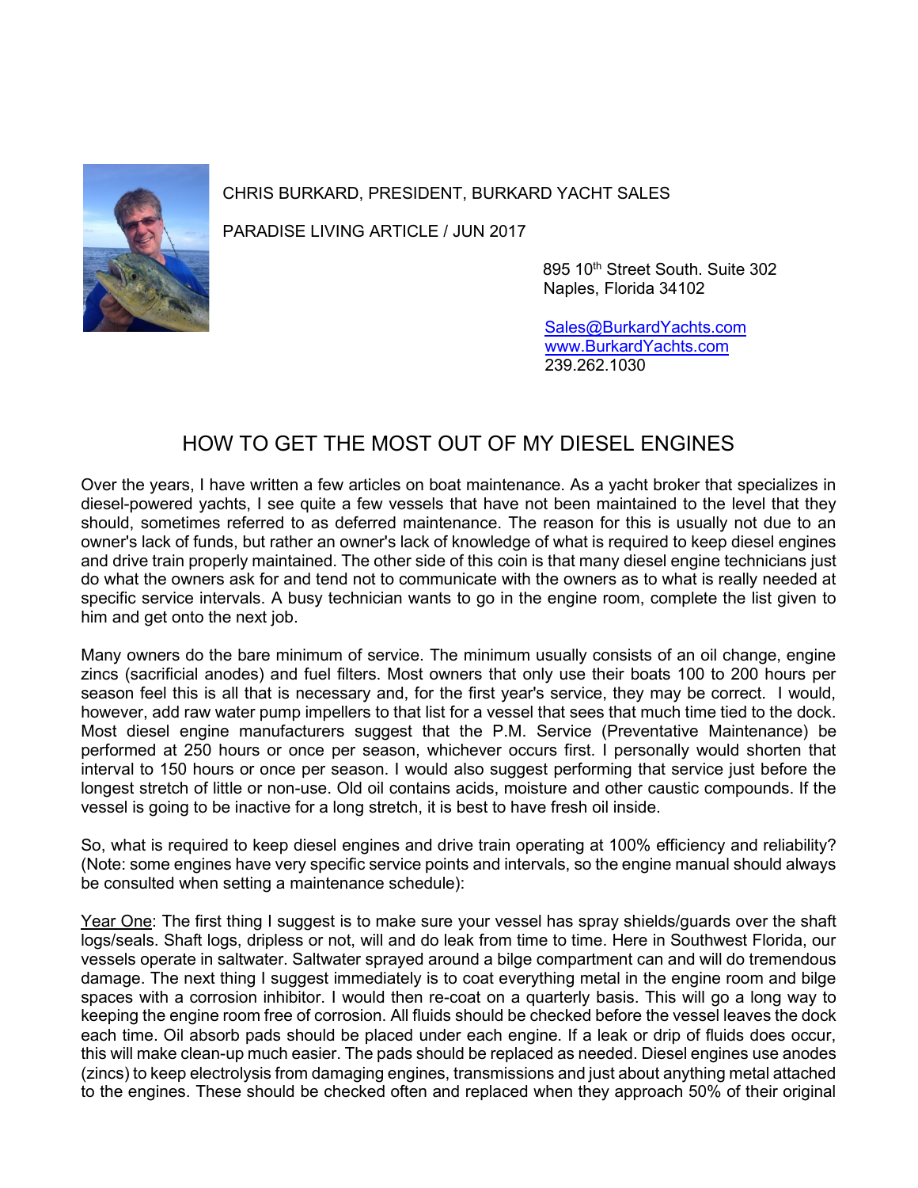CHRIS BURKARD, PRESIDENT, BURKARD YACHT SALES

PARADISE LIVING ARTICLE / JUN 2017

895 10th Street South. Suite 302
Naples, Florida 34102

Sales@BurkardYachts.com
www.BurkardYachts.com
239.262.1030

# HOW TO GET THE MOST OUT OF MY DIESEL ENGINES

Over the years, I have written a few articles on boat maintenance. As a yacht broker that specializes in diesel-powered yachts, I see quite a few vessels that have not been maintained to the level that they should, sometimes referred to as deferred maintenance. The reason for this is usually not due to an owner's lack of funds, but rather an owner's lack of knowledge of what is required to keep diesel engines and drive train properly maintained. The other side of this coin is that many diesel engine technicians just do what the owners ask for and tend not to communicate with the owners as to what is really needed at specific service intervals. A busy technician wants to go in the engine room, complete the list given to him and get onto the next job.

Many owners do the bare minimum of service. The minimum usually consists of an oil change, engine zincs (sacrificial anodes) and fuel filters. Most owners that only use their boats 100 to 200 hours per season feel this is all that is necessary and, for the first year's service, they may be correct. I would, however, add raw water pump impellers to that list for a vessel that sees that much time tied to the dock. Most diesel engine manufacturers suggest that the P.M. Service (Preventative Maintenance) be performed at 250 hours or once per season, whichever occurs first. I personally would shorten that interval to 150 hours or once per season. I would also suggest performing that service just before the longest stretch of little or non-use. Old oil contains acids, moisture and other caustic compounds. If the vessel is going to be inactive for a long stretch, it is best to have fresh oil inside.

So, what is required to keep diesel engines and drive train operating at 100% efficiency and reliability? (Note: some engines have very specific service points and intervals, so the engine manual should always be consulted when setting a maintenance schedule):

Year One: The first thing I suggest is to make sure your vessel has spray shields/guards over the shaft logs/seals. Shaft logs, dripless or not, will and do leak from time to time. Here in Southwest Florida, our vessels operate in saltwater. Saltwater sprayed around a bilge compartment can and will do tremendous damage. The next thing I suggest immediately is to coat everything metal in the engine room and bilge spaces with a corrosion inhibitor. I would then re-coat on a quarterly basis. This will go a long way to keeping the engine room free of corrosion. All fluids should be checked before the vessel leaves the dock each time. Oil absorb pads should be placed under each engine. If a leak or drip of fluids does occur, this will make clean-up much easier. The pads should be replaced as needed. Diesel engines use anodes (zincs) to keep electrolysis from damaging engines, transmissions and just about anything metal attached to the engines. These should be checked often and replaced when they approach 50% of their original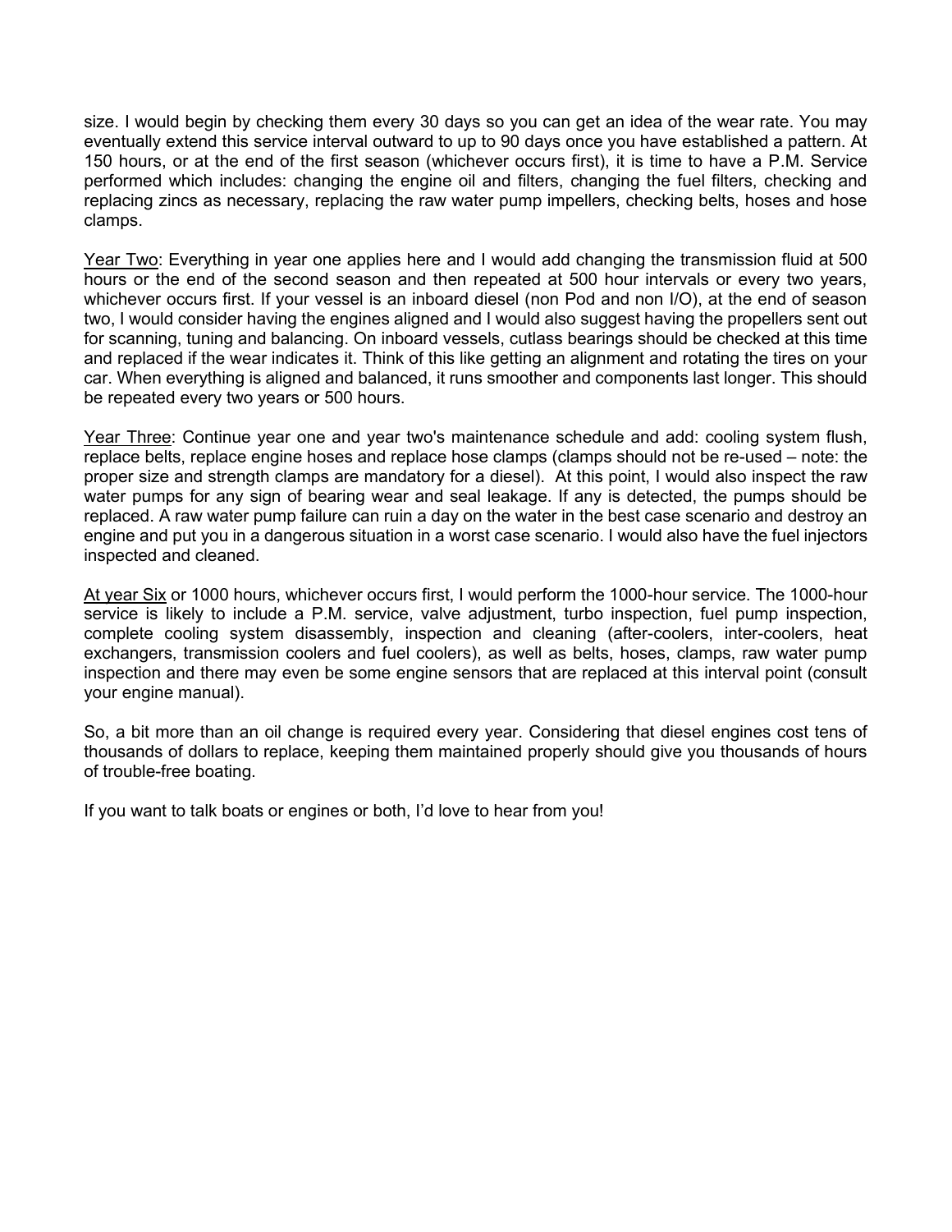size. I would begin by checking them every 30 days so you can get an idea of the wear rate. You may eventually extend this service interval outward to up to 90 days once you have established a pattern. At 150 hours, or at the end of the first season (whichever occurs first), it is time to have a P.M. Service performed which includes: changing the engine oil and filters, changing the fuel filters, checking and replacing zincs as necessary, replacing the raw water pump impellers, checking belts, hoses and hose clamps.

<u>Year Two</u>: Everything in year one applies here and I would add changing the transmission fluid at 500 hours or the end of the second season and then repeated at 500 hour intervals or every two years, whichever occurs first. If your vessel is an inboard diesel (non Pod and non I/O), at the end of season two, I would consider having the engines aligned and I would also suggest having the propellers sent out for scanning, tuning and balancing. On inboard vessels, cutlass bearings should be checked at this time and replaced if the wear indicates it. Think of this like getting an alignment and rotating the tires on your car. When everything is aligned and balanced, it runs smoother and components last longer. This should be repeated every two years or 500 hours.

<u>Year Three</u>: Continue year one and year two's maintenance schedule and add: cooling system flush, replace belts, replace engine hoses and replace hose clamps (clamps should not be re-used – note: the proper size and strength clamps are mandatory for a diesel). At this point, I would also inspect the raw water pumps for any sign of bearing wear and seal leakage. If any is detected, the pumps should be replaced. A raw water pump failure can ruin a day on the water in the best case scenario and destroy an engine and put you in a dangerous situation in a worst case scenario. I would also have the fuel injectors inspected and cleaned.

<u>At year Six</u> or 1000 hours, whichever occurs first, I would perform the 1000-hour service. The 1000-hour service is likely to include a P.M. service, valve adjustment, turbo inspection, fuel pump inspection, complete cooling system disassembly, inspection and cleaning (after-coolers, inter-coolers, heat exchangers, transmission coolers and fuel coolers), as well as belts, hoses, clamps, raw water pump inspection and there may even be some engine sensors that are replaced at this interval point (consult your engine manual).

So, a bit more than an oil change is required every year. Considering that diesel engines cost tens of thousands of dollars to replace, keeping them maintained properly should give you thousands of hours of trouble-free boating.

If you want to talk boats or engines or both, I'd love to hear from you!